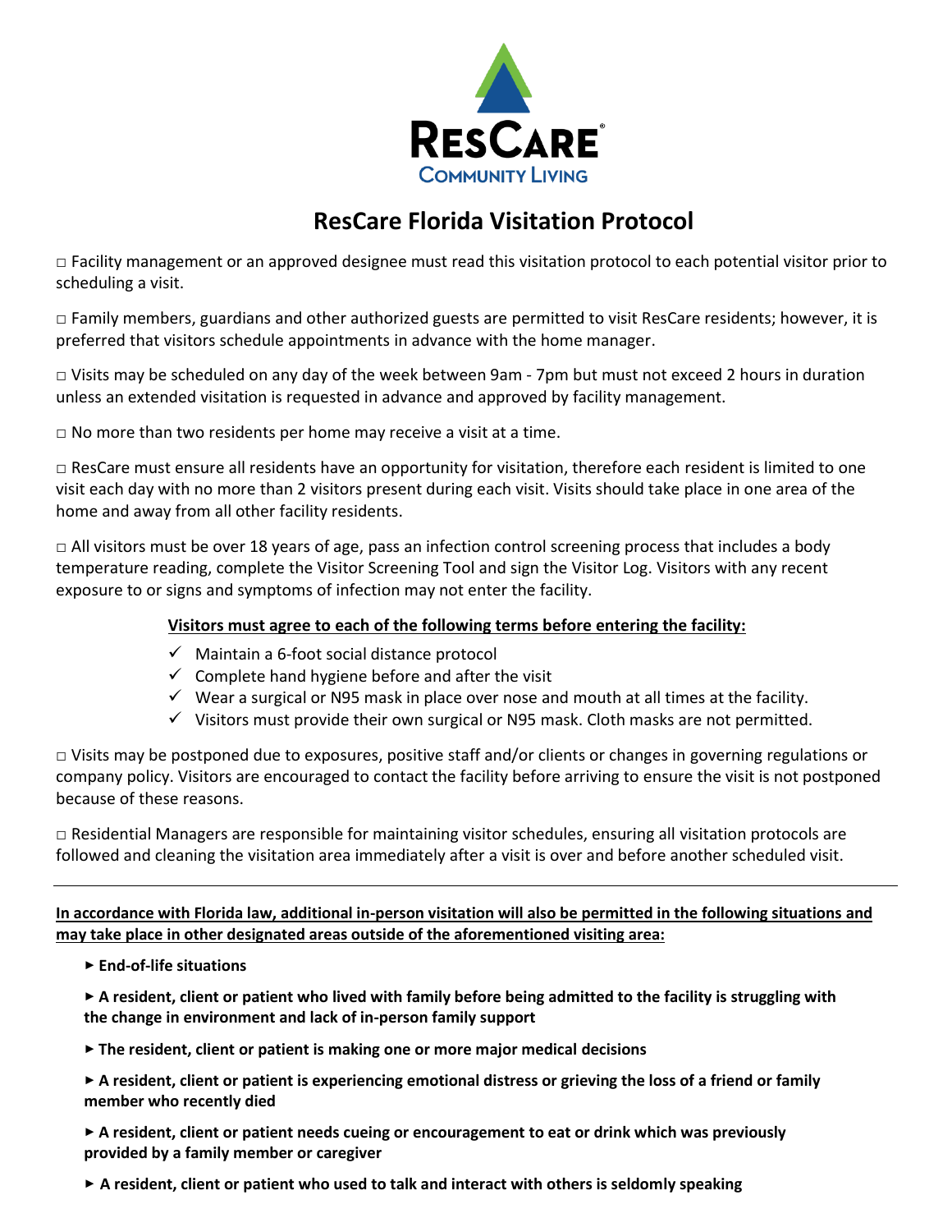RESCARE®
COMMUNITY LIVING

# ResCare Florida Visitation Protocol

□ Facility management or an approved designee must read this visitation protocol to each potential visitor prior to scheduling a visit.

□ Family members, guardians and other authorized guests are permitted to visit ResCare residents; however, it is preferred that visitors schedule appointments in advance with the home manager.

□ Visits may be scheduled on any day of the week between 9am - 7pm but must not exceed 2 hours in duration unless an extended visitation is requested in advance and approved by facility management.

□ No more than two residents per home may receive a visit at a time.

□ ResCare must ensure all residents have an opportunity for visitation, therefore each resident is limited to one visit each day with no more than 2 visitors present during each visit. Visits should take place in one area of the home and away from all other facility residents.

□ All visitors must be over 18 years of age, pass an infection control screening process that includes a body temperature reading, complete the Visitor Screening Tool and sign the Visitor Log. Visitors with any recent exposure to or signs and symptoms of infection may not enter the facility.

**Visitors must agree to each of the following terms before entering the facility:**

- ✓ Maintain a 6-foot social distance protocol
- ✓ Complete hand hygiene before and after the visit
- ✓ Wear a surgical or N95 mask in place over nose and mouth at all times at the facility.
- ✓ Visitors must provide their own surgical or N95 mask. Cloth masks are not permitted.

□ Visits may be postponed due to exposures, positive staff and/or clients or changes in governing regulations or company policy. Visitors are encouraged to contact the facility before arriving to ensure the visit is not postponed because of these reasons.

□ Residential Managers are responsible for maintaining visitor schedules, ensuring all visitation protocols are followed and cleaning the visitation area immediately after a visit is over and before another scheduled visit.

---

**In accordance with Florida law, additional in-person visitation will also be permitted in the following situations and may take place in other designated areas outside of the aforementioned visiting area:**

- **End-of-life situations**
- **A resident, client or patient who lived with family before being admitted to the facility is struggling with the change in environment and lack of in-person family support**
- **The resident, client or patient is making one or more major medical decisions**
- **A resident, client or patient is experiencing emotional distress or grieving the loss of a friend or family member who recently died**
- **A resident, client or patient needs cueing or encouragement to eat or drink which was previously provided by a family member or caregiver**
- **A resident, client or patient who used to talk and interact with others is seldomly speaking**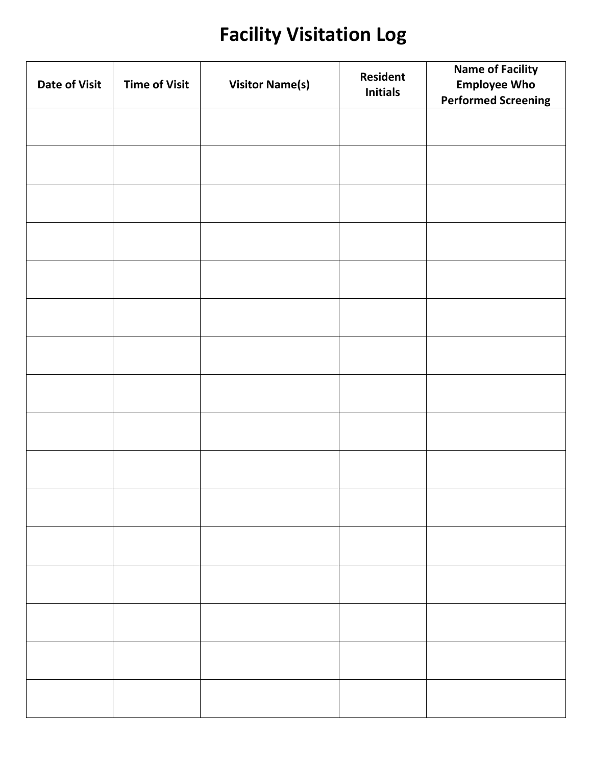# Facility Visitation Log

| Date of Visit | Time of Visit | Visitor Name(s) | Resident Initials | Name of Facility Employee Who Performed Screening |
|---|---|---|---|---|
| | | | | |
| | | | | |
| | | | | |
| | | | | |
| | | | | |
| | | | | |
| | | | | |
| | | | | |
| | | | | |
| | | | | |
| | | | | |
| | | | | |
| | | | | |
| | | | | |
| | | | | |
| | | | | |